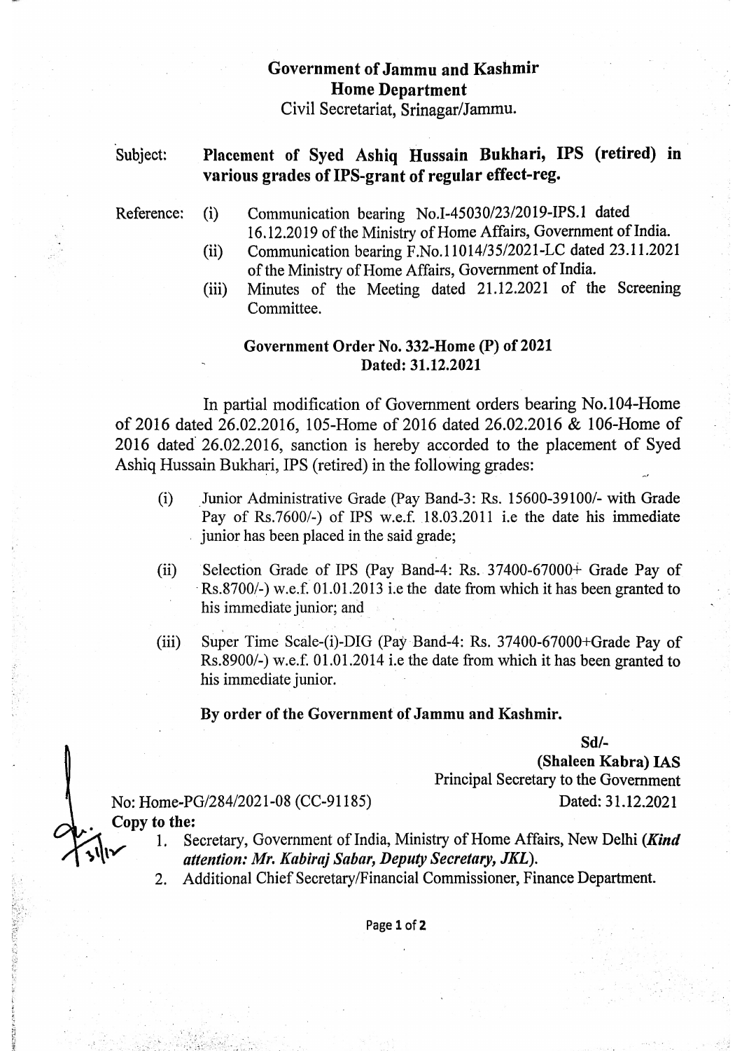**Government of Jammu and Kashmir**
**Home Department**
Civil Secretariat, Srinagar/Jammu.

Subject: **Placement of Syed Ashiq Hussain Bukhari, IPS (retired) in various grades of IPS-grant of regular effect-reg.**

Reference:
- (i) Communication bearing No.I-45030/23/2019-IPS.1 dated 16.12.2019 of the Ministry of Home Affairs, Government of India.
- (ii) Communication bearing F.No.11014/35/2021-LC dated 23.11.2021 of the Ministry of Home Affairs, Government of India.
- (iii) Minutes of the Meeting dated 21.12.2021 of the Screening Committee.

**Government Order No. 332-Home (P) of 2021**
**Dated: 31.12.2021**

In partial modification of Government orders bearing No.104-Home of 2016 dated 26.02.2016, 105-Home of 2016 dated 26.02.2016 & 106-Home of 2016 dated 26.02.2016, sanction is hereby accorded to the placement of Syed Ashiq Hussain Bukhari, IPS (retired) in the following grades:

(i) Junior Administrative Grade (Pay Band-3: Rs. 15600-39100/- with Grade Pay of Rs.7600/-) of IPS w.e.f. 18.03.2011 i.e the date his immediate junior has been placed in the said grade;

(ii) Selection Grade of IPS (Pay Band-4: Rs. 37400-67000+ Grade Pay of Rs.8700/-) w.e.f. 01.01.2013 i.e the date from which it has been granted to his immediate junior; and

(iii) Super Time Scale-(i)-DIG (Pay Band-4: Rs. 37400-67000+Grade Pay of Rs.8900/-) w.e.f. 01.01.2014 i.e the date from which it has been granted to his immediate junior.

**By order of the Government of Jammu and Kashmir.**

Sd/-
**(Shaleen Kabra) IAS**
Principal Secretary to the Government

No: Home-PG/284/2021-08 (CC-91185) Dated: 31.12.2021

**Copy to the:**

1. Secretary, Government of India, Ministry of Home Affairs, New Delhi (***Kind attention: Mr. Kabiraj Sabar, Deputy Secretary, JKL***).
2. Additional Chief Secretary/Financial Commissioner, Finance Department.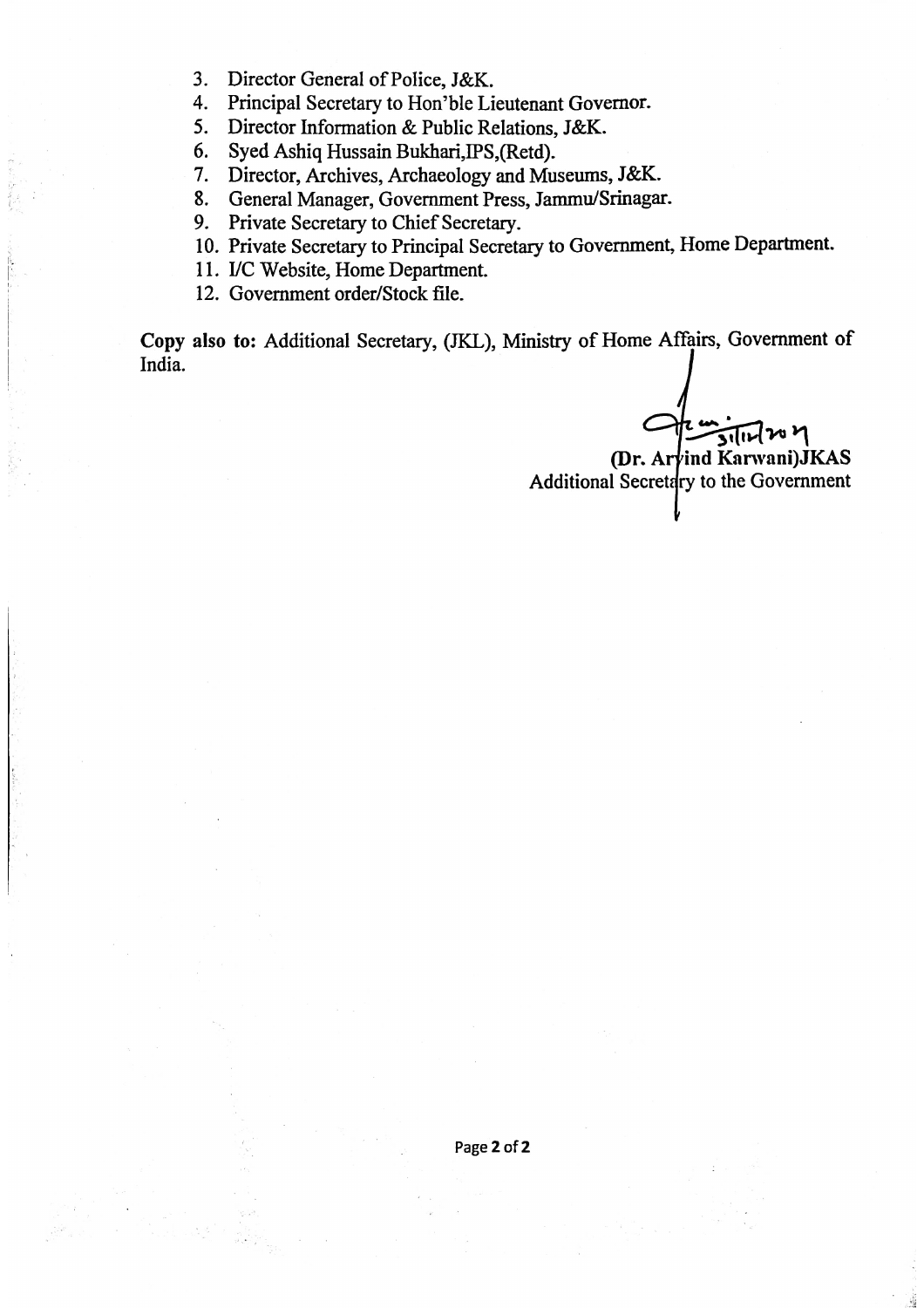3. Director General of Police, J&K.
4. Principal Secretary to Hon'ble Lieutenant Governor.
5. Director Information & Public Relations, J&K.
6. Syed Ashiq Hussain Bukhari,IPS,(Retd).
7. Director, Archives, Archaeology and Museums, J&K.
8. General Manager, Government Press, Jammu/Srinagar.
9. Private Secretary to Chief Secretary.
10. Private Secretary to Principal Secretary to Government, Home Department.
11. I/C Website, Home Department.
12. Government order/Stock file.

**Copy also to:** Additional Secretary, (JKL), Ministry of Home Affairs, Government of India.

31/12/2021

**(Dr. Arvind Karwani)JKAS**
Additional Secretary to the Government